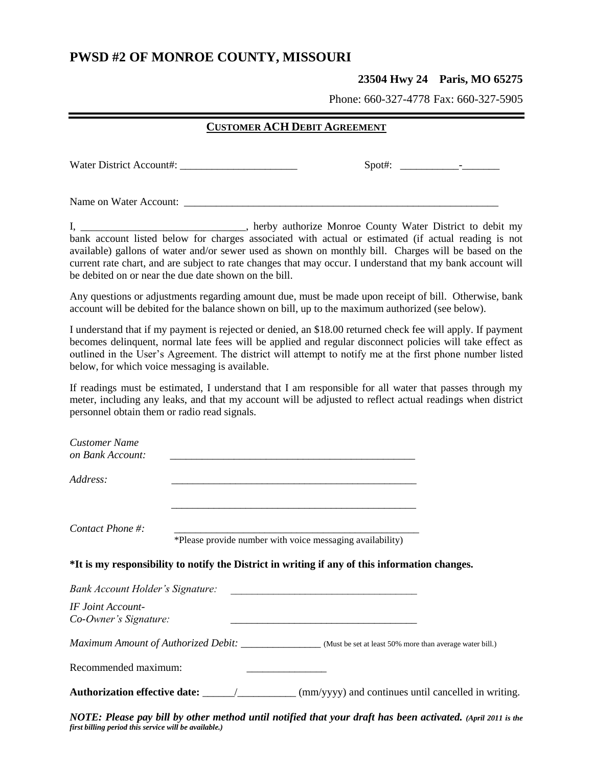# PWSD #2 OF MONROE COUNTY, MISSOURI

**23504 Hwy 24 Paris, MO 65275**

Phone: 660-327-4778 Fax: 660-327-5905

## CUSTOMER ACH DEBIT AGREEMENT

Water District Account#: ______________________ Spot#: ___________-_______

Name on Water Account: ______________________________________________________________

I, ______________________________, herby authorize Monroe County Water District to debit my bank account listed below for charges associated with actual or estimated (if actual reading is not available) gallons of water and/or sewer used as shown on monthly bill. Charges will be based on the current rate chart, and are subject to rate changes that may occur. I understand that my bank account will be debited on or near the due date shown on the bill.

Any questions or adjustments regarding amount due, must be made upon receipt of bill. Otherwise, bank account will be debited for the balance shown on bill, up to the maximum authorized (see below).

I understand that if my payment is rejected or denied, an $18.00 returned check fee will apply. If payment becomes delinquent, normal late fees will be applied and regular disconnect policies will take effect as outlined in the User's Agreement. The district will attempt to notify me at the first phone number listed below, for which voice messaging is available.

If readings must be estimated, I understand that I am responsible for all water that passes through my meter, including any leaks, and that my account will be adjusted to reflect actual readings when district personnel obtain them or radio read signals.

*Customer Name on Bank Account:* ________________________________________________

*Address:* ________________________________________________

________________________________________________

*Contact Phone #:* ________________________________________________

*Please provide number with voice messaging availability)

**\*It is my responsibility to notify the District in writing if any of this information changes.**

*Bank Account Holder's Signature:* ____________________________________

*IF Joint Account-Co-Owner's Signature:* ____________________________________

*Maximum Amount of Authorized Debit:* ________________ (Must be set at least 50% more than average water bill.)

Recommended maximum: _______________

**Authorization effective date:** ______/___________ (mm/yyyy) and continues until cancelled in writing.

***NOTE: Please pay bill by other method until notified that your draft has been activated.*** ***(April 2011 is the first billing period this service will be available.)***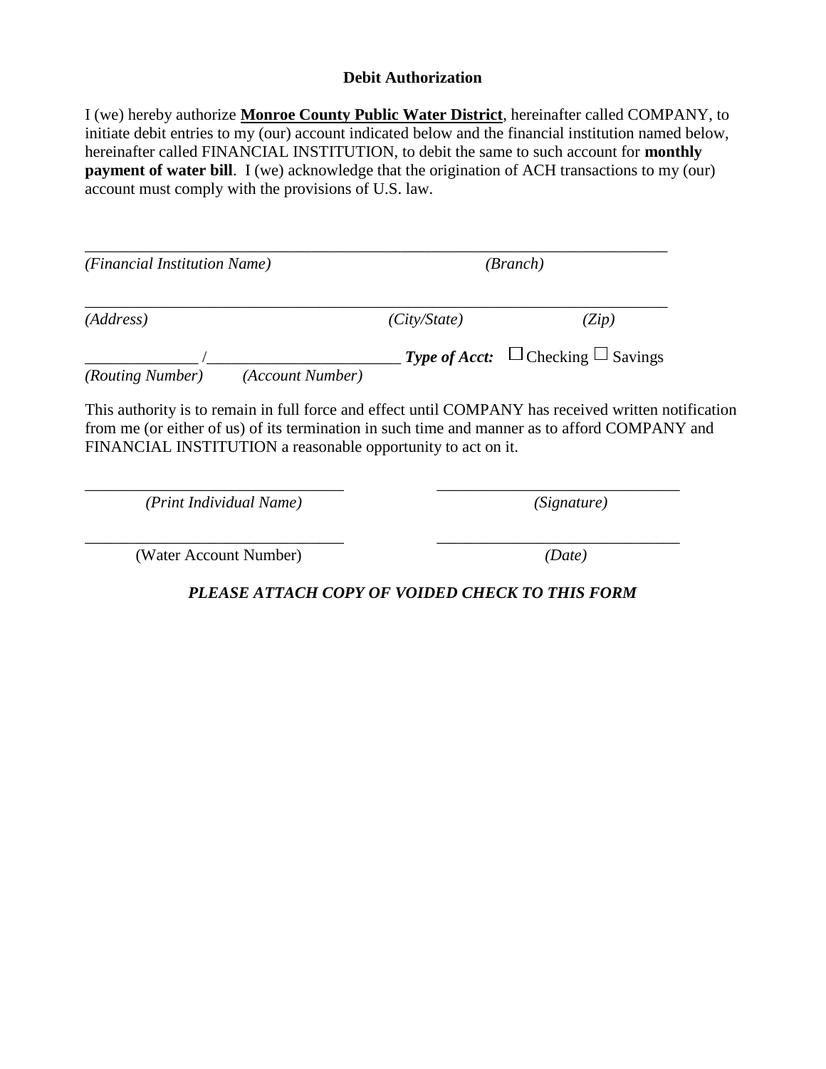**Debit Authorization**

I (we) hereby authorize **Monroe County Public Water District**, hereinafter called COMPANY, to initiate debit entries to my (our) account indicated below and the financial institution named below, hereinafter called FINANCIAL INSTITUTION, to debit the same to such account for **monthly payment of water bill**. I (we) acknowledge that the origination of ACH transactions to my (our) account must comply with the provisions of U.S. law.

___________________________________________________________________________

*(Financial Institution Name)* *(Branch)*

___________________________________________________________________________

*(Address)* *(City/State)* *(Zip)*

______________ /________________________ ***Type of Acct:*** ☐ Checking ☐ Savings

*(Routing Number)* *(Account Number)*

This authority is to remain in full force and effect until COMPANY has received written notification from me (or either of us) of its termination in such time and manner as to afford COMPANY and FINANCIAL INSTITUTION a reasonable opportunity to act on it.

_______________________________ _______________________________

*(Print Individual Name)* *(Signature)*

_______________________________ _______________________________

(Water Account Number) *(Date)*

***PLEASE ATTACH COPY OF VOIDED CHECK TO THIS FORM***